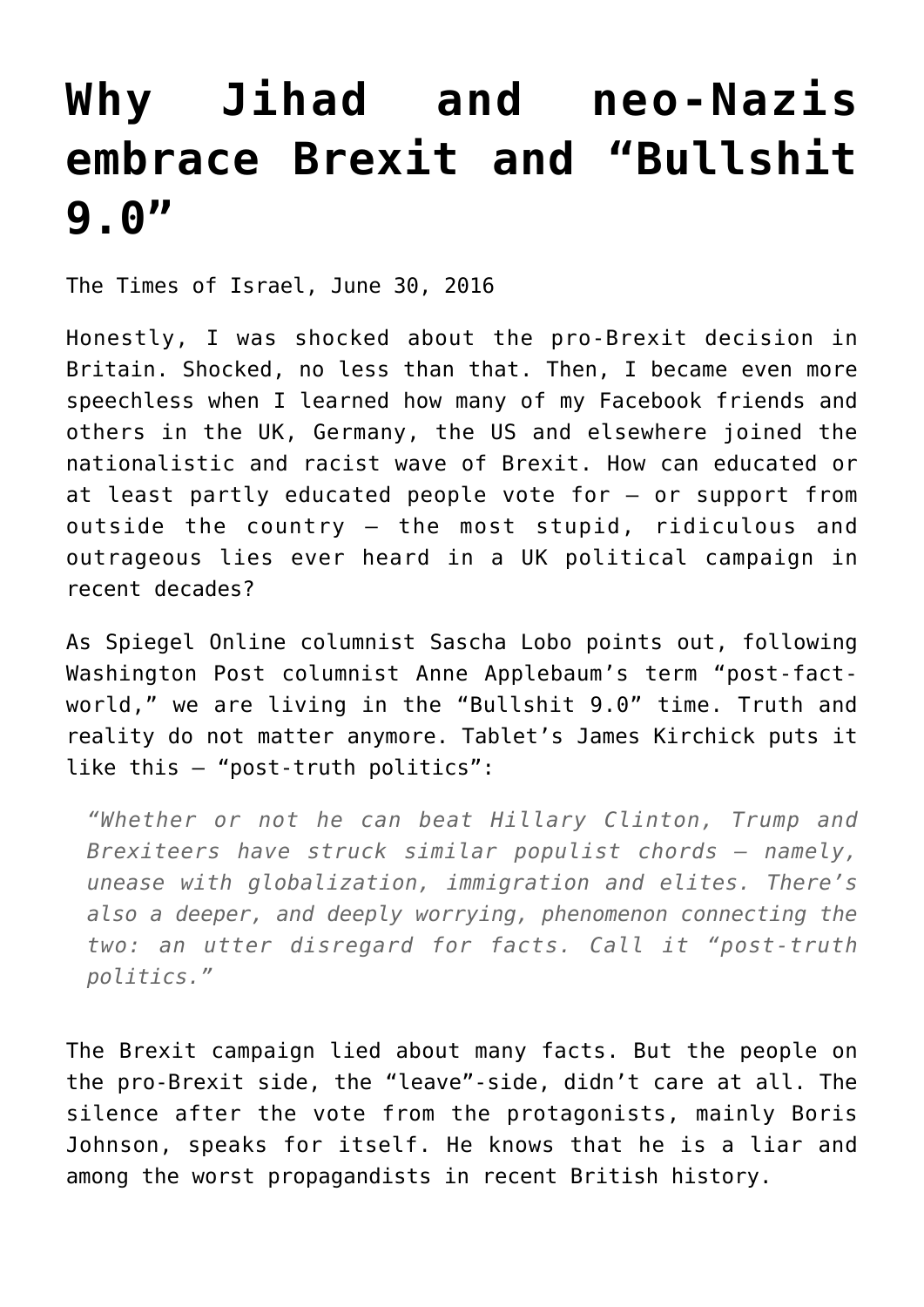# Why Jihad and neo-Nazis embrace Brexit and “Bullshit 9.0”

The Times of Israel, June 30, 2016

Honestly, I was shocked about the pro-Brexit decision in Britain. Shocked, no less than that. Then, I became even more speechless when I learned how many of my Facebook friends and others in the UK, Germany, the US and elsewhere joined the nationalistic and racist wave of Brexit. How can educated or at least partly educated people vote for – or support from outside the country – the most stupid, ridiculous and outrageous lies ever heard in a UK political campaign in recent decades?

As Spiegel Online columnist Sascha Lobo points out, following Washington Post columnist Anne Applebaum’s term “post-fact-world,” we are living in the “Bullshit 9.0” time. Truth and reality do not matter anymore. Tablet’s James Kirchick puts it like this – “post-truth politics”:

> *“Whether or not he can beat Hillary Clinton, Trump and Brexiteers have struck similar populist chords – namely, unease with globalization, immigration and elites. There’s also a deeper, and deeply worrying, phenomenon connecting the two: an utter disregard for facts. Call it “post-truth politics.”*

The Brexit campaign lied about many facts. But the people on the pro-Brexit side, the “leave”-side, didn’t care at all. The silence after the vote from the protagonists, mainly Boris Johnson, speaks for itself. He knows that he is a liar and among the worst propagandists in recent British history.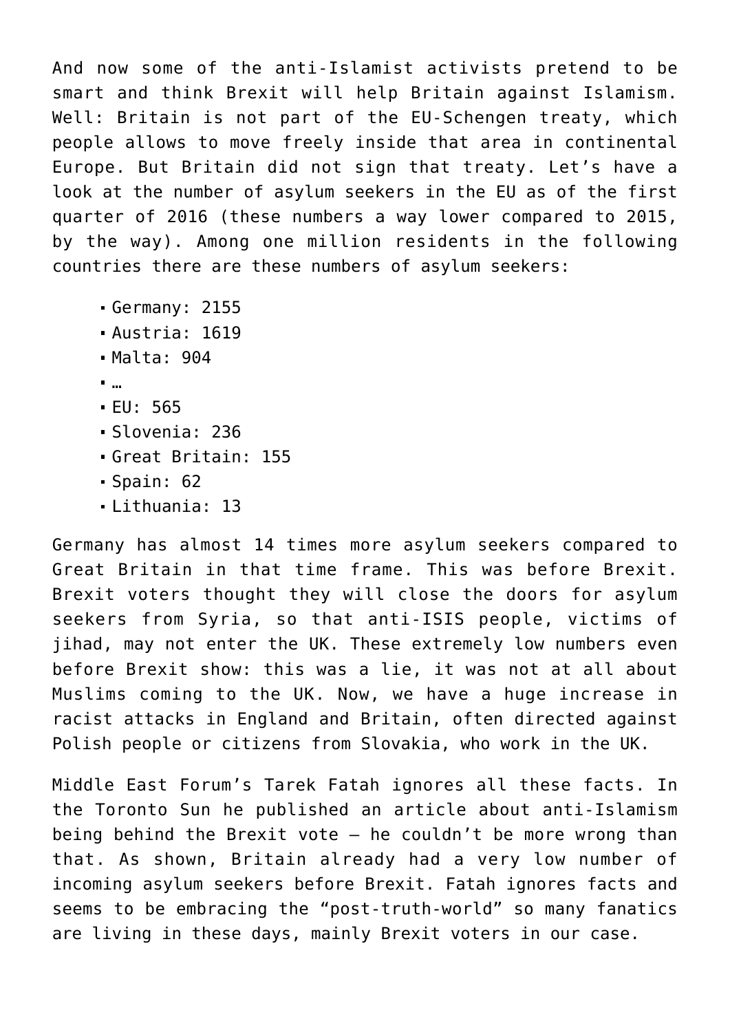And now some of the anti-Islamist activists pretend to be smart and think Brexit will help Britain against Islamism. Well: Britain is not part of the EU-Schengen treaty, which people allows to move freely inside that area in continental Europe. But Britain did not sign that treaty. Let's have a look at the number of asylum seekers in the EU as of the first quarter of 2016 (these numbers a way lower compared to 2015, by the way). Among one million residents in the following countries there are these numbers of asylum seekers:

- Germany: 2155
- Austria: 1619
- Malta: 904
- …
- EU: 565
- Slovenia: 236
- Great Britain: 155
- Spain: 62
- Lithuania: 13

Germany has almost 14 times more asylum seekers compared to Great Britain in that time frame. This was before Brexit. Brexit voters thought they will close the doors for asylum seekers from Syria, so that anti-ISIS people, victims of jihad, may not enter the UK. These extremely low numbers even before Brexit show: this was a lie, it was not at all about Muslims coming to the UK. Now, we have a huge increase in racist attacks in England and Britain, often directed against Polish people or citizens from Slovakia, who work in the UK.

Middle East Forum's Tarek Fatah ignores all these facts. In the Toronto Sun he published an article about anti-Islamism being behind the Brexit vote – he couldn't be more wrong than that. As shown, Britain already had a very low number of incoming asylum seekers before Brexit. Fatah ignores facts and seems to be embracing the "post-truth-world" so many fanatics are living in these days, mainly Brexit voters in our case.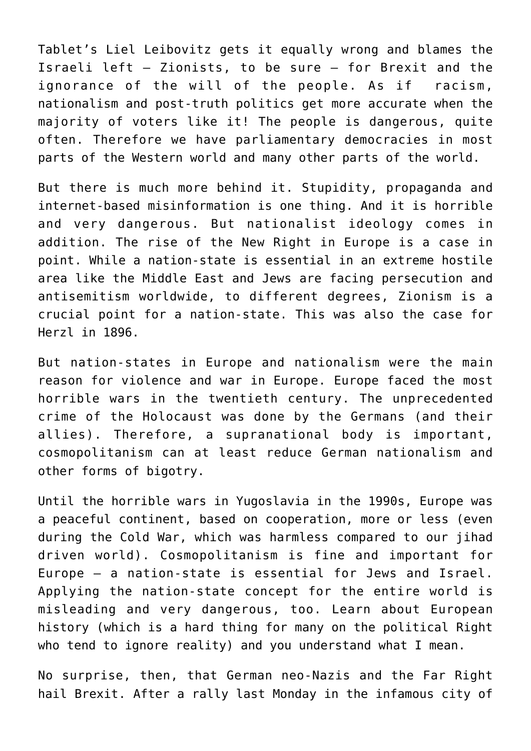Tablet’s Liel Leibovitz gets it equally wrong and blames the Israeli left – Zionists, to be sure – for Brexit and the ignorance of the will of the people. As if racism, nationalism and post-truth politics get more accurate when the majority of voters like it! The people is dangerous, quite often. Therefore we have parliamentary democracies in most parts of the Western world and many other parts of the world.

But there is much more behind it. Stupidity, propaganda and internet-based misinformation is one thing. And it is horrible and very dangerous. But nationalist ideology comes in addition. The rise of the New Right in Europe is a case in point. While a nation-state is essential in an extreme hostile area like the Middle East and Jews are facing persecution and antisemitism worldwide, to different degrees, Zionism is a crucial point for a nation-state. This was also the case for Herzl in 1896.

But nation-states in Europe and nationalism were the main reason for violence and war in Europe. Europe faced the most horrible wars in the twentieth century. The unprecedented crime of the Holocaust was done by the Germans (and their allies). Therefore, a supranational body is important, cosmopolitanism can at least reduce German nationalism and other forms of bigotry.

Until the horrible wars in Yugoslavia in the 1990s, Europe was a peaceful continent, based on cooperation, more or less (even during the Cold War, which was harmless compared to our jihad driven world). Cosmopolitanism is fine and important for Europe – a nation-state is essential for Jews and Israel. Applying the nation-state concept for the entire world is misleading and very dangerous, too. Learn about European history (which is a hard thing for many on the political Right who tend to ignore reality) and you understand what I mean.

No surprise, then, that German neo-Nazis and the Far Right hail Brexit. After a rally last Monday in the infamous city of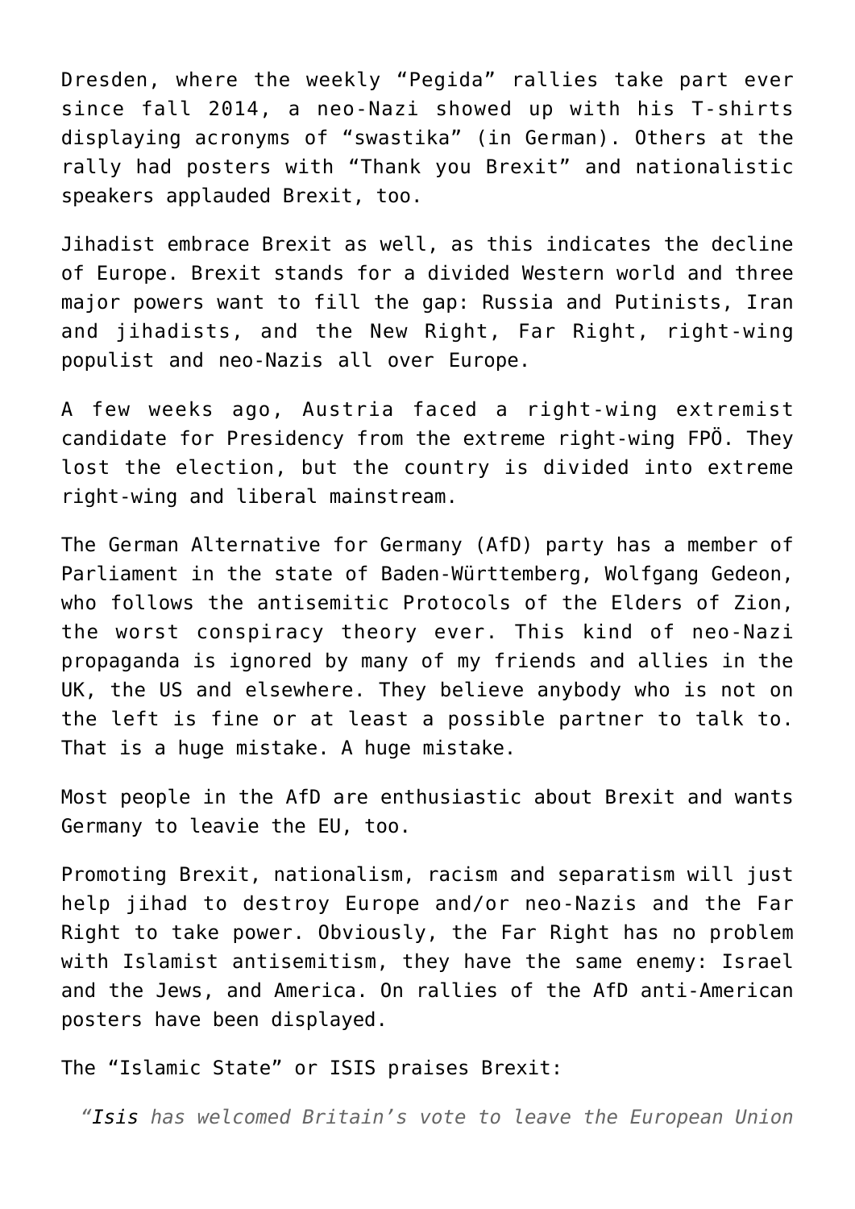Dresden, where the weekly “Pegida” rallies take part ever since fall 2014, a neo-Nazi showed up with his T-shirts displaying acronyms of “swastika” (in German). Others at the rally had posters with “Thank you Brexit” and nationalistic speakers applauded Brexit, too.

Jihadist embrace Brexit as well, as this indicates the decline of Europe. Brexit stands for a divided Western world and three major powers want to fill the gap: Russia and Putinists, Iran and jihadists, and the New Right, Far Right, right-wing populist and neo-Nazis all over Europe.

A few weeks ago, Austria faced a right-wing extremist candidate for Presidency from the extreme right-wing FPÖ. They lost the election, but the country is divided into extreme right-wing and liberal mainstream.

The German Alternative for Germany (AfD) party has a member of Parliament in the state of Baden-Württemberg, Wolfgang Gedeon, who follows the antisemitic Protocols of the Elders of Zion, the worst conspiracy theory ever. This kind of neo-Nazi propaganda is ignored by many of my friends and allies in the UK, the US and elsewhere. They believe anybody who is not on the left is fine or at least a possible partner to talk to. That is a huge mistake. A huge mistake.

Most people in the AfD are enthusiastic about Brexit and wants Germany to leavie the EU, too.

Promoting Brexit, nationalism, racism and separatism will just help jihad to destroy Europe and/or neo-Nazis and the Far Right to take power. Obviously, the Far Right has no problem with Islamist antisemitism, they have the same enemy: Israel and the Jews, and America. On rallies of the AfD anti-American posters have been displayed.

The “Islamic State” or ISIS praises Brexit:

> *“Isis has welcomed Britain’s vote to leave the European Union*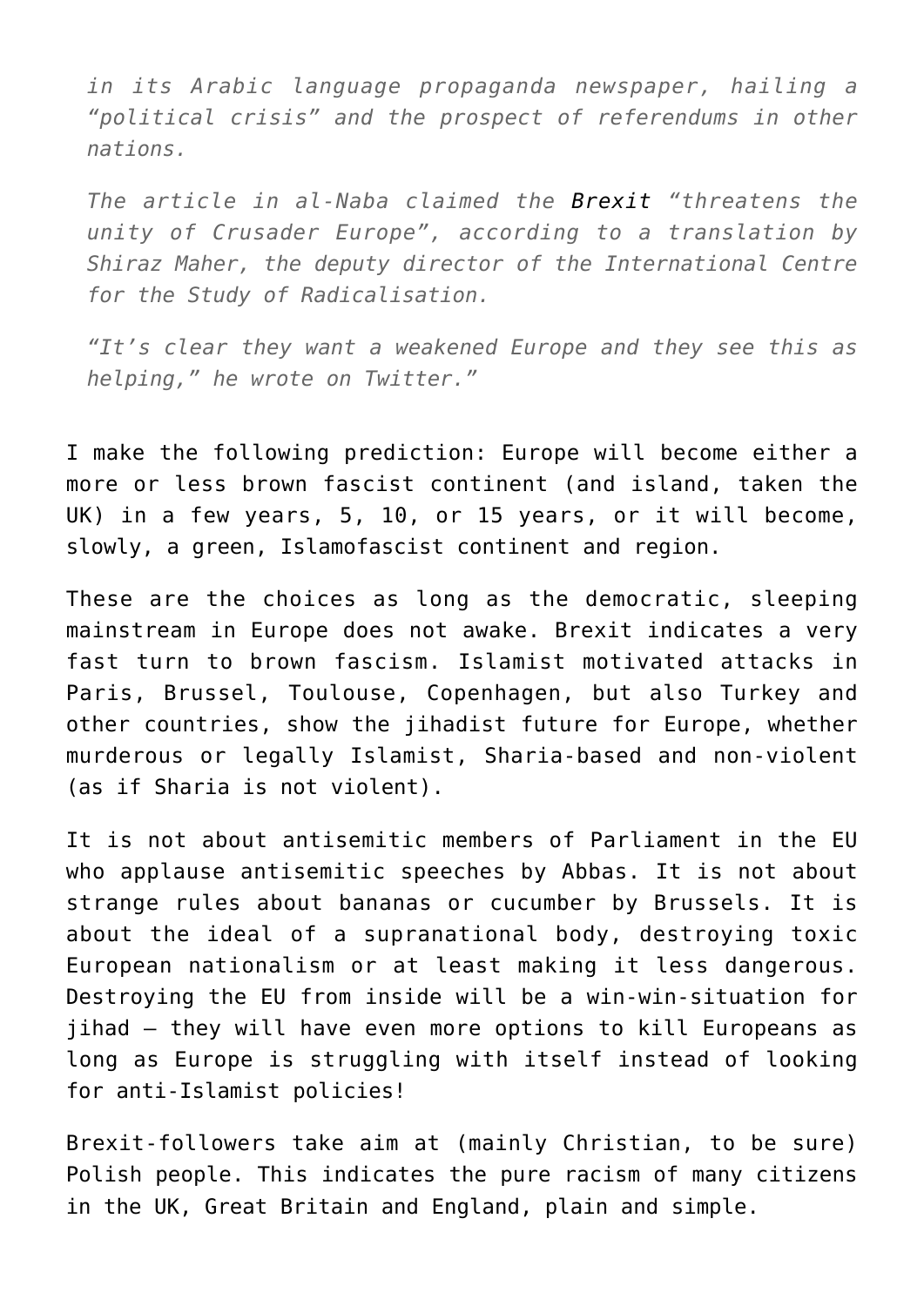*in its Arabic language propaganda newspaper, hailing a "political crisis" and the prospect of referendums in other nations.*

*The article in al-Naba claimed the Brexit "threatens the unity of Crusader Europe", according to a translation by Shiraz Maher, the deputy director of the International Centre for the Study of Radicalisation.*

*"It's clear they want a weakened Europe and they see this as helping," he wrote on Twitter."*

I make the following prediction: Europe will become either a more or less brown fascist continent (and island, taken the UK) in a few years, 5, 10, or 15 years, or it will become, slowly, a green, Islamofascist continent and region.

These are the choices as long as the democratic, sleeping mainstream in Europe does not awake. Brexit indicates a very fast turn to brown fascism. Islamist motivated attacks in Paris, Brussel, Toulouse, Copenhagen, but also Turkey and other countries, show the jihadist future for Europe, whether murderous or legally Islamist, Sharia-based and non-violent (as if Sharia is not violent).

It is not about antisemitic members of Parliament in the EU who applause antisemitic speeches by Abbas. It is not about strange rules about bananas or cucumber by Brussels. It is about the ideal of a supranational body, destroying toxic European nationalism or at least making it less dangerous. Destroying the EU from inside will be a win-win-situation for jihad – they will have even more options to kill Europeans as long as Europe is struggling with itself instead of looking for anti-Islamist policies!

Brexit-followers take aim at (mainly Christian, to be sure) Polish people. This indicates the pure racism of many citizens in the UK, Great Britain and England, plain and simple.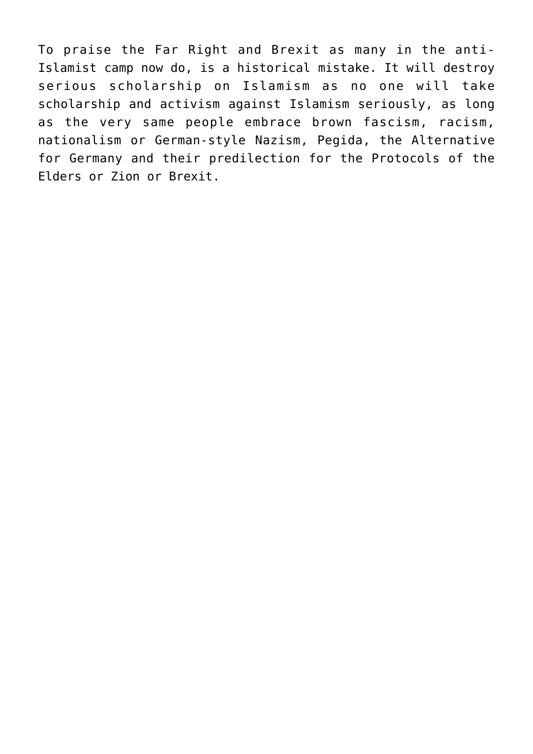To praise the Far Right and Brexit as many in the anti-Islamist camp now do, is a historical mistake. It will destroy serious scholarship on Islamism as no one will take scholarship and activism against Islamism seriously, as long as the very same people embrace brown fascism, racism, nationalism or German-style Nazism, Pegida, the Alternative for Germany and their predilection for the Protocols of the Elders or Zion or Brexit.